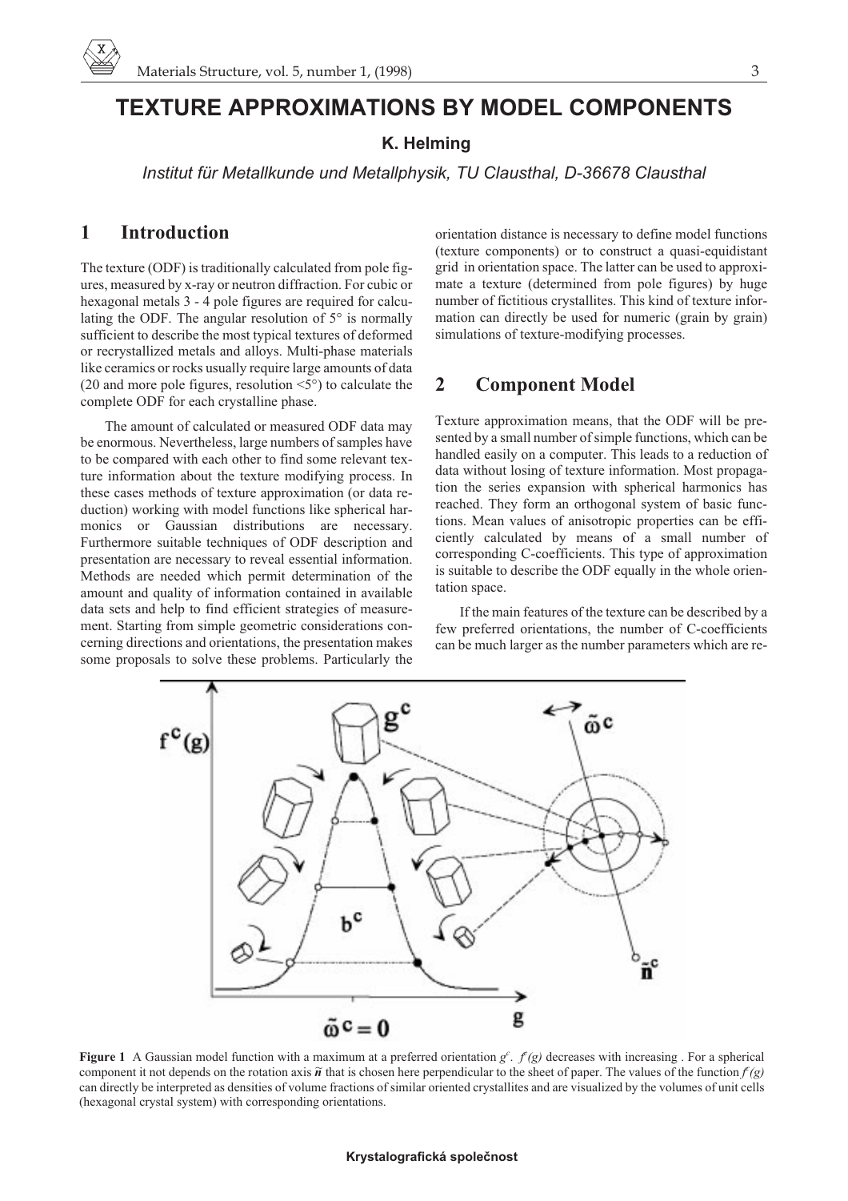# TEXTURE APPROXIMATIONS BY MODEL COMPONENTS

**K. Helming**

*Institut für Metallkunde und Metallphysik, TU Clausthal, D-36678 Clausthal*

## 1 Introduction

The texture (ODF) is traditionally calculated from pole figures, measured by x-ray or neutron diffraction. For cubic or hexagonal metals 3 - 4 pole figures are required for calculating the ODF. The angular resolution of 5° is normally sufficient to describe the most typical textures of deformed or recrystallized metals and alloys. Multi-phase materials like ceramics or rocks usually require large amounts of data (20 and more pole figures, resolution <5°) to calculate the complete ODF for each crystalline phase.

The amount of calculated or measured ODF data may be enormous. Nevertheless, large numbers of samples have to be compared with each other to find some relevant texture information about the texture modifying process. In these cases methods of texture approximation (or data reduction) working with model functions like spherical harmonics or Gaussian distributions are necessary. Furthermore suitable techniques of ODF description and presentation are necessary to reveal essential information. Methods are needed which permit determination of the amount and quality of information contained in available data sets and help to find efficient strategies of measurement. Starting from simple geometric considerations concerning directions and orientations, the presentation makes some proposals to solve these problems. Particularly the orientation distance is necessary to define model functions (texture components) or to construct a quasi-equidistant grid in orientation space. The latter can be used to approximate a texture (determined from pole figures) by huge number of fictitious crystallites. This kind of texture information can directly be used for numeric (grain by grain) simulations of texture-modifying processes.

## 2 Component Model

Texture approximation means, that the ODF will be presented by a small number of simple functions, which can be handled easily on a computer. This leads to a reduction of data without losing of texture information. Most propagation the series expansion with spherical harmonics has reached. They form an orthogonal system of basic functions. Mean values of anisotropic properties can be efficiently calculated by means of a small number of corresponding C-coefficients. This type of approximation is suitable to describe the ODF equally in the whole orientation space.

If the main features of the texture can be described by a few preferred orientations, the number of C-coefficients can be much larger as the number parameters which are re-

**Figure 1** A Gaussian model function with a maximum at a preferred orientation $g^c$. $f^c(g)$ decreases with increasing . For a spherical component it not depends on the rotation axis $\tilde{n}$ that is chosen here perpendicular to the sheet of paper. The values of the function $f^c(g)$ can directly be interpreted as densities of volume fractions of similar oriented crystallites and are visualized by the volumes of unit cells (hexagonal crystal system) with corresponding orientations.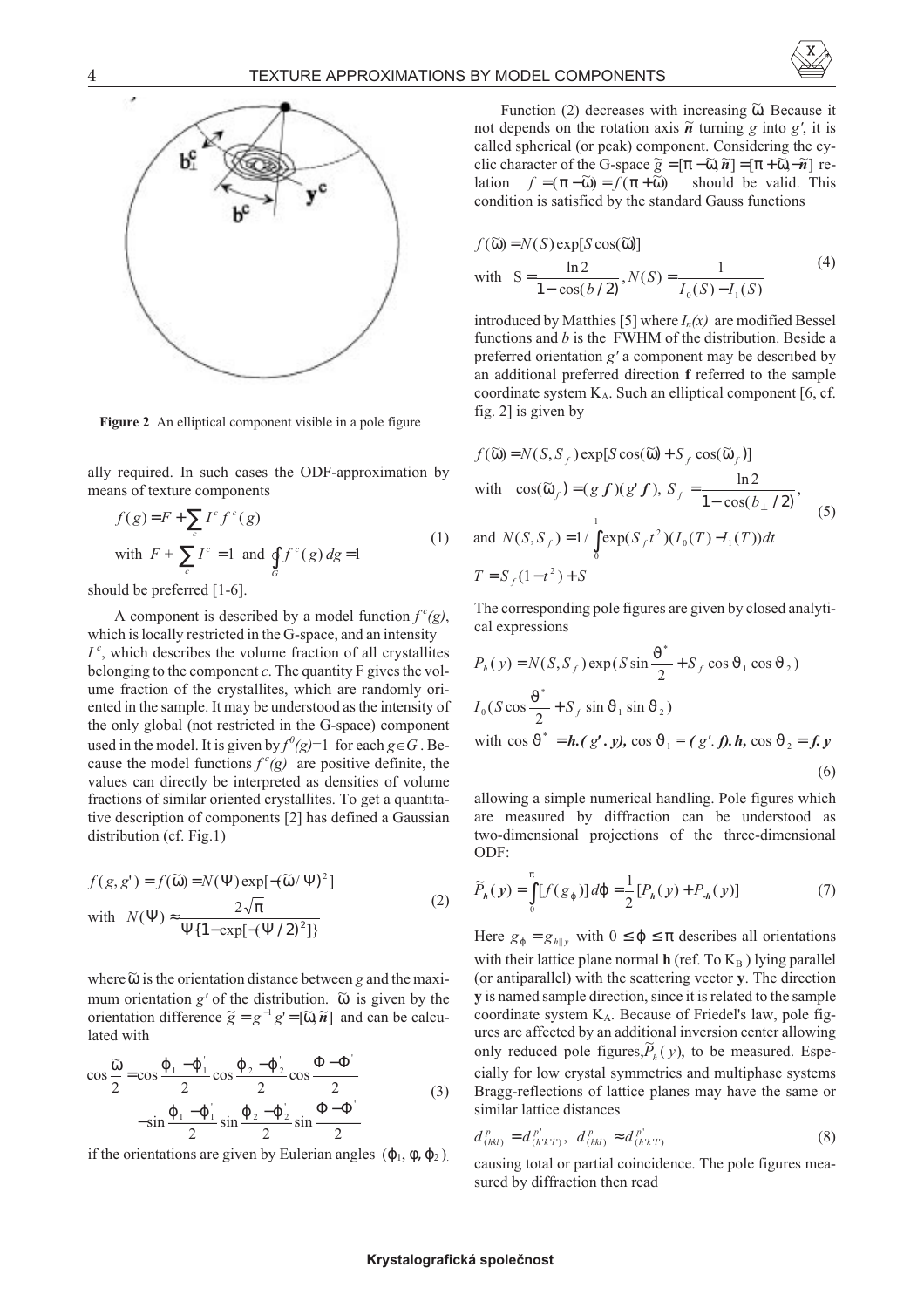**Figure 2** An elliptical component visible in a pole figure

ally required. In such cases the ODF-approximation by means of texture components

$$
\begin{aligned}
& f(g) = F + \sum_c I^c f^c(g) \\
& \text{with } F + \sum_c I^c = 1 \text{ and } \oint_G f^c(g)\, dg = 1
\end{aligned}
\tag{1}
$$

should be preferred [1-6].

A component is described by a model function $f^c(g)$, which is locally restricted in the G-space, and an intensity $I^c$, which describes the volume fraction of all crystallites belonging to the component $c$. The quantity F gives the volume fraction of the crystallites, which are randomly oriented in the sample. It may be understood as the intensity of the only global (not restricted in the G-space) component used in the model. It is given by $f^0(g)=1$ for each $g \in G$. Because the model functions $f^c(g)$ are positive definite, the values can directly be interpreted as densities of volume fractions of similar oriented crystallites. To get a quantitative description of components [2] has defined a Gaussian distribution (cf. Fig.1)

$$
\begin{aligned}
& f(g,g') = f(\tilde{\omega}) = N(\Psi)\exp[-(\tilde{\omega}/\Psi)^2] \\
& \text{with } N(\Psi) \approx \frac{2\sqrt{\pi}}{\Psi\{1-\exp[-(\Psi/2)^2]\}}
\end{aligned}
\tag{2}
$$

where $\tilde{\omega}$ is the orientation distance between $g$ and the maximum orientation $g'$ of the distribution. $\tilde{\omega}$ is given by the orientation difference $\tilde{g} = g^{-1}g' = [\tilde{\omega}, \tilde{\boldsymbol{n}}]$ and can be calculated with

$$
\begin{aligned}
\cos\frac{\tilde{\omega}}{2} = & \cos\frac{\varphi_1 - \varphi_1'}{2}\cos\frac{\varphi_2 - \varphi_2'}{2}\cos\frac{\Phi - \Phi'}{2} \\
& - \sin\frac{\varphi_1 - \varphi_1'}{2}\sin\frac{\varphi_2 - \varphi_2'}{2}\sin\frac{\Phi - \Phi'}{2}
\end{aligned}
\tag{3}
$$

if the orientations are given by Eulerian angles $(\varphi_1, \phi, \varphi_2)$.

Function (2) decreases with increasing $\tilde{\omega}$. Because it not depends on the rotation axis $\tilde{\boldsymbol{n}}$ turning $g$ into $g'$, it is called spherical (or peak) component. Considering the cyclic character of the G-space $\tilde{g} = [\pi - \tilde{\omega}, \tilde{\boldsymbol{n}}] = [\pi + \tilde{\omega}, -\tilde{\boldsymbol{n}}]$ relation $f = (\pi - \tilde{\omega}) = f(\pi + \tilde{\omega})$ should be valid. This condition is satisfied by the standard Gauss functions

$$
\begin{aligned}
& f(\tilde{\omega}) = N(S)\exp[S\cos(\tilde{\omega})] \\
& \text{with } S = \frac{\ln 2}{1-\cos(b/2)}, N(S) = \frac{1}{I_0(S) - I_1(S)}
\end{aligned}
\tag{4}
$$

introduced by Matthies [5] where $I_n(x)$ are modified Bessel functions and $b$ is the FWHM of the distribution. Beside a preferred orientation $g'$ a component may be described by an additional preferred direction **f** referred to the sample coordinate system $K_A$. Such an elliptical component [6, cf. fig. 2] is given by

$$
\begin{aligned}
& f(\tilde{\omega}) = N(S, S_f)\exp[S\cos(\tilde{\omega}) + S_f\cos(\tilde{\omega}_f)] \\
& \text{with } \cos(\tilde{\omega}_f) = (g\,\boldsymbol{f})(g'\,\boldsymbol{f}),\ S_f = \frac{\ln 2}{1-\cos(b_\perp/2)}, \\
& \text{and } N(S, S_f) = 1/\int_0^1 \exp(S_f t^2)(I_0(T) - I_1(T))\,dt \\
& T = S_f(1-t^2) + S
\end{aligned}
\tag{5}
$$

The corresponding pole figures are given by closed analytical expressions

$$
\begin{aligned}
& P_h(y) = N(S, S_f)\exp(S\sin\frac{\vartheta^*}{2} + S_f\cos\vartheta_1\cos\vartheta_2) \\
& I_0(S\cos\frac{\vartheta^*}{2} + S_f\sin\vartheta_1\sin\vartheta_2) \\
& \text{with } \cos\vartheta^* = \boldsymbol{h}.(g'.\boldsymbol{y}),\ \cos\vartheta_1 = (g'.\boldsymbol{f}).\boldsymbol{h},\ \cos\vartheta_2 = \boldsymbol{f}.\boldsymbol{y}
\end{aligned}
\tag{6}
$$

allowing a simple numerical handling. Pole figures which are measured by diffraction can be understood as two-dimensional projections of the three-dimensional ODF:

$$
\tilde{P}_{\boldsymbol{h}}(\boldsymbol{y}) = \int_0^\pi [f(g_\varphi)]\,d\varphi = \frac{1}{2}[P_{\boldsymbol{h}}(\boldsymbol{y}) + P_{-\boldsymbol{h}}(\boldsymbol{y})]
\tag{7}
$$

Here $g_\varphi = g_{h\|y}$ with $0 \le \varphi \le \pi$ describes all orientations with their lattice plane normal **h** (ref. To $K_B$) lying parallel (or antiparallel) with the scattering vector **y**. The direction **y** is named sample direction, since it is related to the sample coordinate system $K_A$. Because of Friedel's law, pole figures are affected by an additional inversion center allowing only reduced pole figures, $\tilde{P}_h(y)$, to be measured. Especially for low crystal symmetries and multiphase systems Bragg-reflections of lattice planes may have the same or similar lattice distances

$$
d^p_{(hkl)} = d^{p'}_{(h'k'l')},\ d^p_{(hkl)} \approx d^{p'}_{(h'k'l')}
\tag{8}
$$

causing total or partial coincidence. The pole figures measured by diffraction then read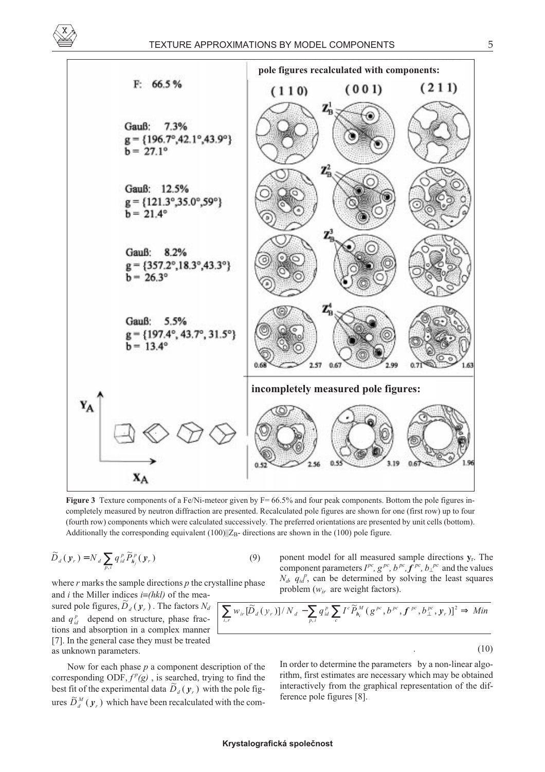**Figure 3** Texture components of a Fe/Ni-meteor given by F= 66.5% and four peak components. Bottom the pole figures incompletely measured by neutron diffraction are presented. Recalculated pole figures are shown for one (first row) up to four (fourth row) components which were calculated successively. The preferred orientations are presented by unit cells (bottom). Additionally the corresponding equivalent (100)||$Z_B$- directions are shown in the (100) pole figure.

$$\widetilde{D}_d(\boldsymbol{y}_r) = N_d \sum_{p,i} q_{id}^p \widetilde{P}_{\boldsymbol{h}_i}^p(\boldsymbol{y}_r) \tag{9}$$

where $r$ marks the sample directions $p$ the crystalline phase and $i$ the Miller indices $i \equiv (hkl)$ of the measured pole figures, $\widetilde{D}_d(\boldsymbol{y}_r)$. The factors $N_d$ and $q_{id}^p$ depend on structure, phase fractions and absorption in a complex manner [7]. In the general case they must be treated as unknown parameters.

Now for each phase $p$ a component description of the corresponding ODF, $f^p(g)$, is searched, trying to find the best fit of the experimental data $\widetilde{D}_d(\boldsymbol{y}_r)$ with the pole figures $\widetilde{D}_d^M(\boldsymbol{y}_r)$ which have been recalculated with the component model for all measured sample directions $\mathbf{y}_r$. The component parameters $I^{pc}$, $g^{pc}$, $b^{pc}$, $\boldsymbol{f}^{pc}$, $b_\perp^{pc}$ and the values $N_d$, $q_{id}^p$, can be determined by solving the least squares problem ($w_{ir}$ are weight factors).

$$\sum_{i,r} w_{ir} [\widetilde{D}_d(y_r)] / N_d - \sum_{p,i} q_{id}^p \sum_c I^c \widetilde{P}_{\boldsymbol{h}_i}^M (g^{pc}, b^{pc}, \boldsymbol{f}^{pc}, b_\perp^{pc}, \boldsymbol{y}_r)]^2 \Rightarrow Min \tag{10}$$

In order to determine the parameters by a non-linear algorithm, first estimates are necessary which may be obtained interactively from the graphical representation of the difference pole figures [8].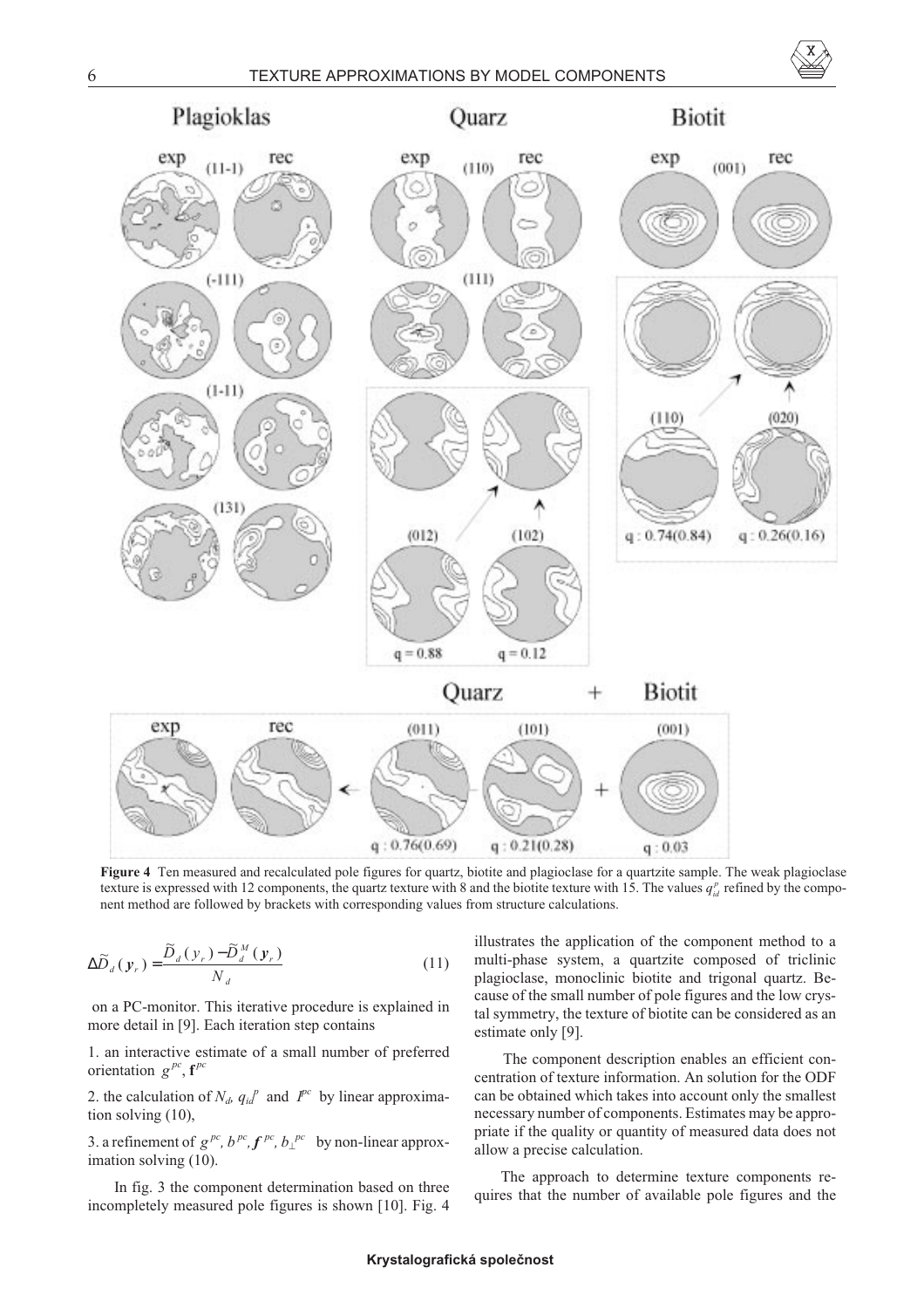**Figure 4** Ten measured and recalculated pole figures for quartz, biotite and plagioclase for a quartzite sample. The weak plagioclase texture is expressed with 12 components, the quartz texture with 8 and the biotite texture with 15. The values $q^{p}_{id}$ refined by the component method are followed by brackets with corresponding values from structure calculations.

$$\Delta\tilde{D}_d(\mathbf{y}_r) = \frac{\tilde{D}_d(y_r) - \tilde{D}^M_d(\mathbf{y}_r)}{N_d} \tag{11}$$

on a PC-monitor. This iterative procedure is explained in more detail in [9]. Each iteration step contains

1. an interactive estimate of a small number of preferred orientation $g^{pc}$, $\mathbf{f}^{pc}$
2. the calculation of $N_d$, $q_{id}{}^p$ and $I^{pc}$ by linear approximation solving (10),
3. a refinement of $g^{pc}$, $b^{pc}$, $\mathbf{f}^{pc}$, $b_{\perp}{}^{pc}$ by non-linear approximation solving (10).

In fig. 3 the component determination based on three incompletely measured pole figures is shown [10]. Fig. 4 illustrates the application of the component method to a multi-phase system, a quartzite composed of triclinic plagioclase, monoclinic biotite and trigonal quartz. Because of the small number of pole figures and the low crystal symmetry, the texture of biotite can be considered as an estimate only [9].

The component description enables an efficient concentration of texture information. An solution for the ODF can be obtained which takes into account only the smallest necessary number of components. Estimates may be appropriate if the quality or quantity of measured data does not allow a precise calculation.

The approach to determine texture components requires that the number of available pole figures and the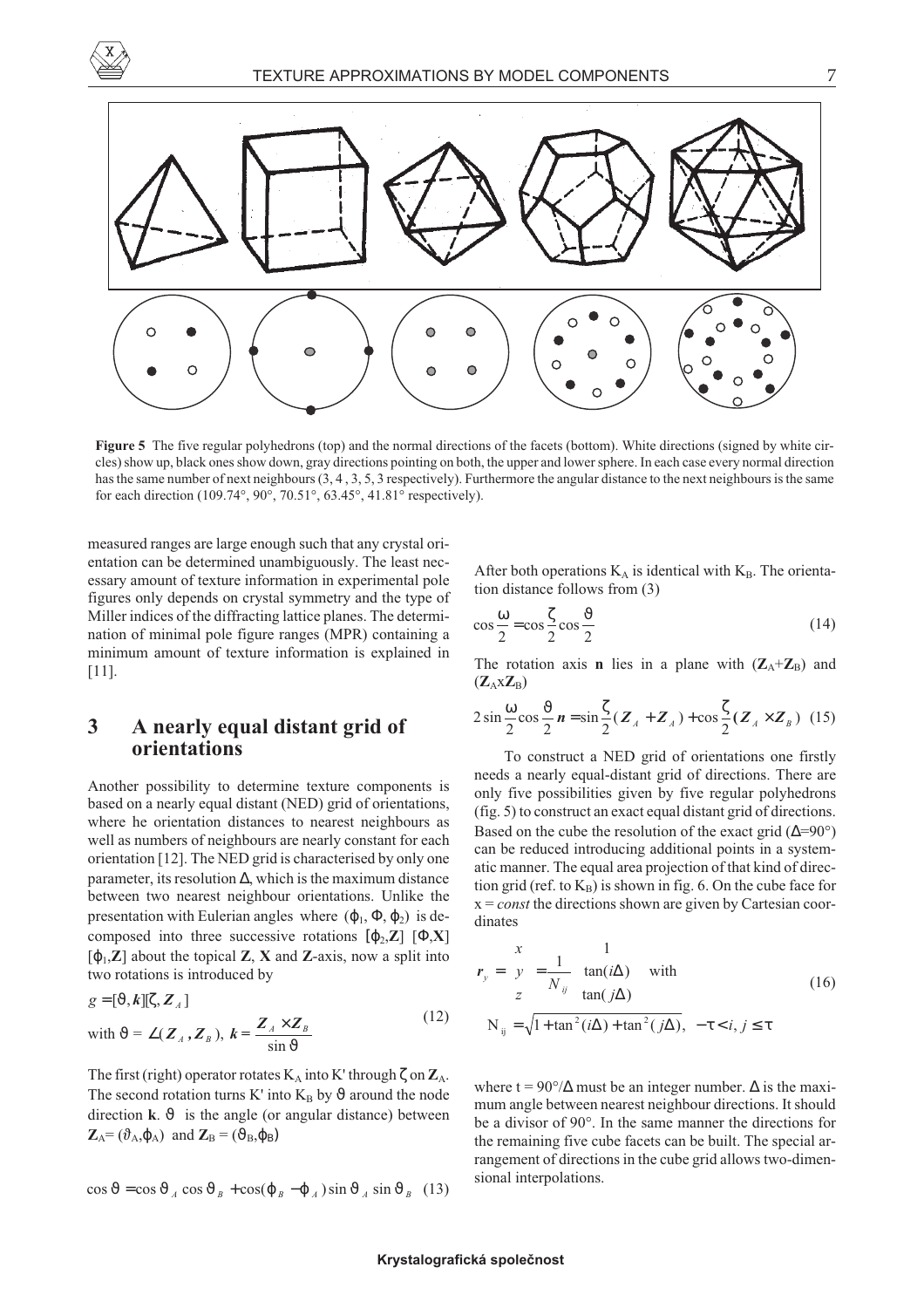**Figure 5** The five regular polyhedrons (top) and the normal directions of the facets (bottom). White directions (signed by white circles) show up, black ones show down, gray directions pointing on both, the upper and lower sphere. In each case every normal direction has the same number of next neighbours (3, 4 , 3, 5, 3 respectively). Furthermore the angular distance to the next neighbours is the same for each direction (109.74°, 90°, 70.51°, 63.45°, 41.81° respectively).

measured ranges are large enough such that any crystal orientation can be determined unambiguously. The least necessary amount of texture information in experimental pole figures only depends on crystal symmetry and the type of Miller indices of the diffracting lattice planes. The determination of minimal pole figure ranges (MPR) containing a minimum amount of texture information is explained in [11].

## 3 A nearly equal distant grid of orientations

Another possibility to determine texture components is based on a nearly equal distant (NED) grid of orientations, where he orientation distances to nearest neighbours as well as numbers of neighbours are nearly constant for each orientation [12]. The NED grid is characterised by only one parameter, its resolution $\Delta$, which is the maximum distance between two nearest neighbour orientations. Unlike the presentation with Eulerian angles where $(\varphi_1, \Phi, \varphi_2)$ is decomposed into three successive rotations $[\varphi_2,\mathbf{Z}]$ $[\Phi,\mathbf{X}]$ $[\varphi_1,\mathbf{Z}]$ about the topical **Z**, **X** and **Z**-axis, now a split into two rotations is introduced by

$$g = [\vartheta, \boldsymbol{k}][\zeta, \boldsymbol{Z}_A] \quad \text{with } \vartheta = \angle(\boldsymbol{Z}_A, \boldsymbol{Z}_B),\ \boldsymbol{k} = \frac{\boldsymbol{Z}_A \times \boldsymbol{Z}_B}{\sin\vartheta} \tag{12}$$

The first (right) operator rotates $K_A$ into K' through $\zeta$ on $\mathbf{Z}_A$. The second rotation turns K' into $K_B$ by $\vartheta$ around the node direction **k**. $\vartheta$ is the angle (or angular distance) between $\mathbf{Z}_A = (\vartheta_A, \varphi_A)$ and $\mathbf{Z}_B = (\vartheta_B, \varphi_B)$

$$\cos\vartheta = \cos\vartheta_A \cos\vartheta_B + \cos(\varphi_B - \varphi_A)\sin\vartheta_A \sin\vartheta_B \tag{13}$$

After both operations $K_A$ is identical with $K_B$. The orientation distance follows from (3)

$$\cos\frac{\omega}{2} = \cos\frac{\zeta}{2}\cos\frac{\vartheta}{2} \tag{14}$$

The rotation axis **n** lies in a plane with $(\mathbf{Z}_A+\mathbf{Z}_B)$ and $(\mathbf{Z}_A \mathrm{x} \mathbf{Z}_B)$

$$2\sin\frac{\omega}{2}\cos\frac{\vartheta}{2}\,\boldsymbol{n} = \sin\frac{\zeta}{2}(\boldsymbol{Z}_A + \boldsymbol{Z}_A) + \cos\frac{\zeta}{2}(\boldsymbol{Z}_A \times \boldsymbol{Z}_B) \tag{15}$$

To construct a NED grid of orientations one firstly needs a nearly equal-distant grid of directions. There are only five possibilities given by five regular polyhedrons (fig. 5) to construct an exact equal distant grid of directions. Based on the cube the resolution of the exact grid ($\Delta$=90°) can be reduced introducing additional points in a systematic manner. The equal area projection of that kind of direction grid (ref. to $K_B$) is shown in fig. 6. On the cube face for x = *const* the directions shown are given by Cartesian coordinates

$$\boldsymbol{r}_y = \begin{pmatrix} x \\ y \\ z \end{pmatrix} = \frac{1}{N_{ij}} \begin{pmatrix} 1 \\ \tan(i\Delta) \\ \tan(j\Delta) \end{pmatrix} \quad \text{with}$$
$$N_{ij} = \sqrt{1 + \tan^2(i\Delta) + \tan^2(j\Delta)}, \quad -\tau < i, j \le \tau \tag{16}$$

where t = 90°/$\Delta$ must be an integer number. $\Delta$ is the maximum angle between nearest neighbour directions. It should be a divisor of 90°. In the same manner the directions for the remaining five cube facets can be built. The special arrangement of directions in the cube grid allows two-dimensional interpolations.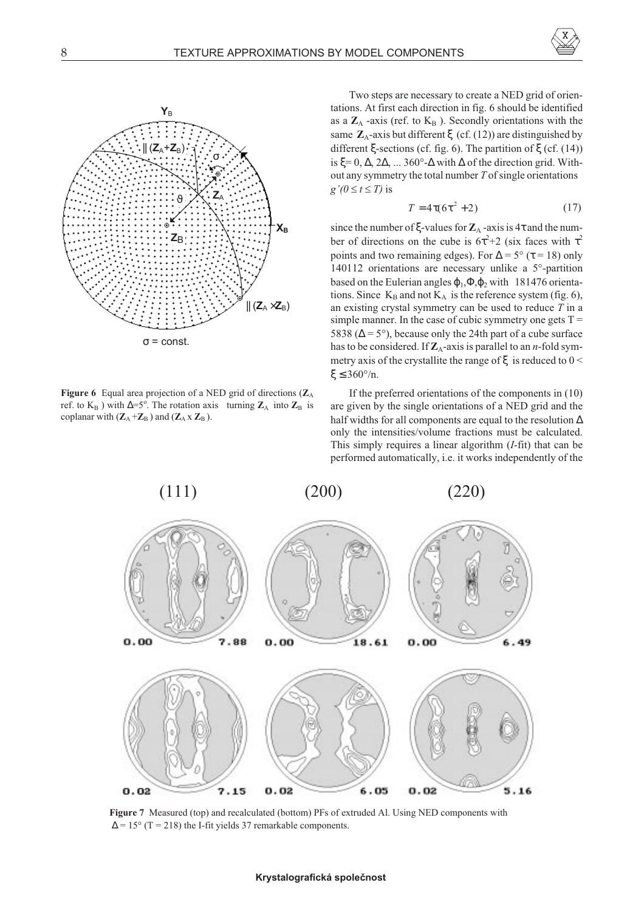Figure 6 Equal area projection of a NED grid of directions ($\mathbf{Z}_A$ ref. to $K_B$ ) with $\Delta$=5°. The rotation axis turning $\mathbf{Z}_A$ into $\mathbf{Z}_B$ is coplanar with ($\mathbf{Z}_A$ +$\mathbf{Z}_B$ ) and ($\mathbf{Z}_A$ x $\mathbf{Z}_B$ ).

Two steps are necessary to create a NED grid of orientations. At first each direction in fig. 6 should be identified as a $\mathbf{Z}_A$ -axis (ref. to $K_B$ ). Secondly orientations with the same $\mathbf{Z}_A$-axis but different $\xi$ (cf. (12)) are distinguished by different $\xi$-sections (cf. fig. 6). The partition of $\xi$ (cf. (14)) is $\xi$= 0, $\Delta$, 2$\Delta$, ... 360°-$\Delta$ with $\Delta$ of the direction grid. Without any symmetry the total number $T$ of single orientations $g'(0 \le t \le T)$ is

$$T = 4\tau(6\tau^2 + 2) \tag{17}$$

since the number of $\xi$-values for $\mathbf{Z}_A$ -axis is 4$\tau$ and the number of directions on the cube is $6\tau^2$+2 (six faces with $\tau^2$ points and two remaining edges). For $\Delta$ = 5° ($\tau$ = 18) only 140112 orientations are necessary unlike a 5°-partition based on the Eulerian angles $\varphi_1, \Phi, \varphi_2$ with 181476 orientations. Since $K_B$ and not $K_A$ is the reference system (fig. 6), an existing crystal symmetry can be used to reduce $T$ in a simple manner. In the case of cubic symmetry one gets T = 5838 ($\Delta$ = 5°), because only the 24th part of a cube surface has to be considered. If $\mathbf{Z}_A$-axis is parallel to an $n$-fold symmetry axis of the crystallite the range of $\xi$ is reduced to $0 < \xi \le 360°/n$.

If the preferred orientations of the components in (10) are given by the single orientations of a NED grid and the half widths for all components are equal to the resolution $\Delta$ only the intensities/volume fractions must be calculated. This simply requires a linear algorithm (*I*-fit) that can be performed automatically, i.e. it works independently of the

Figure 7 Measured (top) and recalculated (bottom) PFs of extruded Al. Using NED components with $\Delta$ = 15° (T = 218) the I-fit yields 37 remarkable components.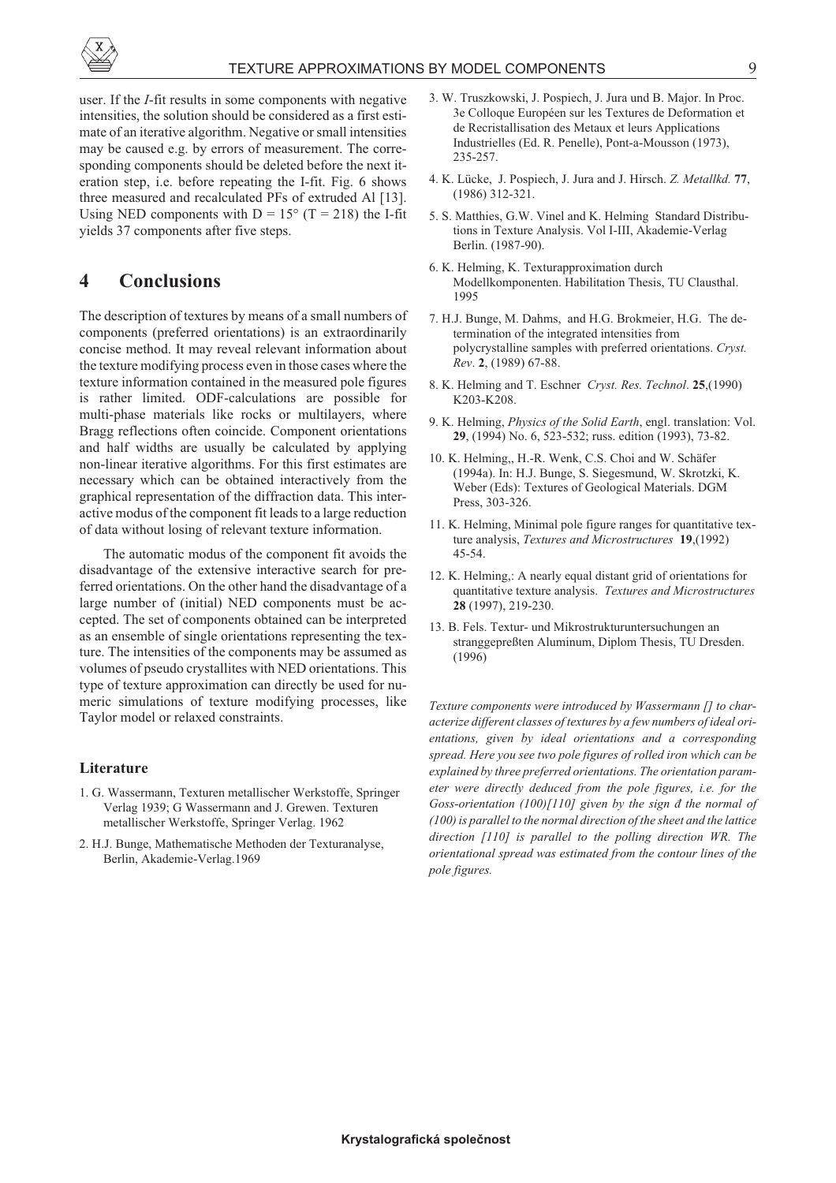user. If the *I*-fit results in some components with negative intensities, the solution should be considered as a first estimate of an iterative algorithm. Negative or small intensities may be caused e.g. by errors of measurement. The corresponding components should be deleted before the next iteration step, i.e. before repeating the I-fit. Fig. 6 shows three measured and recalculated PFs of extruded Al [13]. Using NED components with D = 15° (T = 218) the I-fit yields 37 components after five steps.

## 4 Conclusions

The description of textures by means of a small numbers of components (preferred orientations) is an extraordinarily concise method. It may reveal relevant information about the texture modifying process even in those cases where the texture information contained in the measured pole figures is rather limited. ODF-calculations are possible for multi-phase materials like rocks or multilayers, where Bragg reflections often coincide. Component orientations and half widths are usually be calculated by applying non-linear iterative algorithms. For this first estimates are necessary which can be obtained interactively from the graphical representation of the diffraction data. This interactive modus of the component fit leads to a large reduction of data without losing of relevant texture information.

The automatic modus of the component fit avoids the disadvantage of the extensive interactive search for preferred orientations. On the other hand the disadvantage of a large number of (initial) NED components must be accepted. The set of components obtained can be interpreted as an ensemble of single orientations representing the texture. The intensities of the components may be assumed as volumes of pseudo crystallites with NED orientations. This type of texture approximation can directly be used for numeric simulations of texture modifying processes, like Taylor model or relaxed constraints.

### Literature

1. G. Wassermann, Texturen metallischer Werkstoffe, Springer Verlag 1939; G Wassermann and J. Grewen. Texturen metallischer Werkstoffe, Springer Verlag. 1962
2. H.J. Bunge, Mathematische Methoden der Texturanalyse, Berlin, Akademie-Verlag.1969
3. W. Truszkowski, J. Pospiech, J. Jura und B. Major. In Proc. 3e Colloque Européen sur les Textures de Deformation et de Recristallisation des Metaux et leurs Applications Industrielles (Ed. R. Penelle), Pont-a-Mousson (1973), 235-257.
4. K. Lücke, J. Pospiech, J. Jura and J. Hirsch. *Z. Metallkd.* **77**, (1986) 312-321.
5. S. Matthies, G.W. Vinel and K. Helming Standard Distributions in Texture Analysis. Vol I-III, Akademie-Verlag Berlin. (1987-90).
6. K. Helming, K. Texturapproximation durch Modellkomponenten. Habilitation Thesis, TU Clausthal. 1995
7. H.J. Bunge, M. Dahms, and H.G. Brokmeier, H.G. The determination of the integrated intensities from polycrystalline samples with preferred orientations. *Cryst. Rev*. **2**, (1989) 67-88.
8. K. Helming and T. Eschner *Cryst. Res. Technol*. **25**,(1990) K203-K208.
9. K. Helming, *Physics of the Solid Earth*, engl. translation: Vol. **29**, (1994) No. 6, 523-532; russ. edition (1993), 73-82.
10. K. Helming,, H.-R. Wenk, C.S. Choi and W. Schäfer (1994a). In: H.J. Bunge, S. Siegesmund, W. Skrotzki, K. Weber (Eds): Textures of Geological Materials. DGM Press, 303-326.
11. K. Helming, Minimal pole figure ranges for quantitative texture analysis, *Textures and Microstructures* **19**,(1992) 45-54.
12. K. Helming,: A nearly equal distant grid of orientations for quantitative texture analysis. *Textures and Microstructures* **28** (1997), 219-230.
13. B. Fels. Textur- und Mikrostrukturuntersuchungen an stranggepreßten Aluminum, Diplom Thesis, TU Dresden. (1996)

*Texture components were introduced by Wassermann [] to characterize different classes of textures by a few numbers of ideal orientations, given by ideal orientations and a corresponding spread. Here you see two pole figures of rolled iron which can be explained by three preferred orientations. The orientation parameter were directly deduced from the pole figures, i.e. for the Goss-orientation (100)[110] given by the sign đ the normal of (100) is parallel to the normal direction of the sheet and the lattice direction [110] is parallel to the polling direction WR. The orientational spread was estimated from the contour lines of the pole figures.*